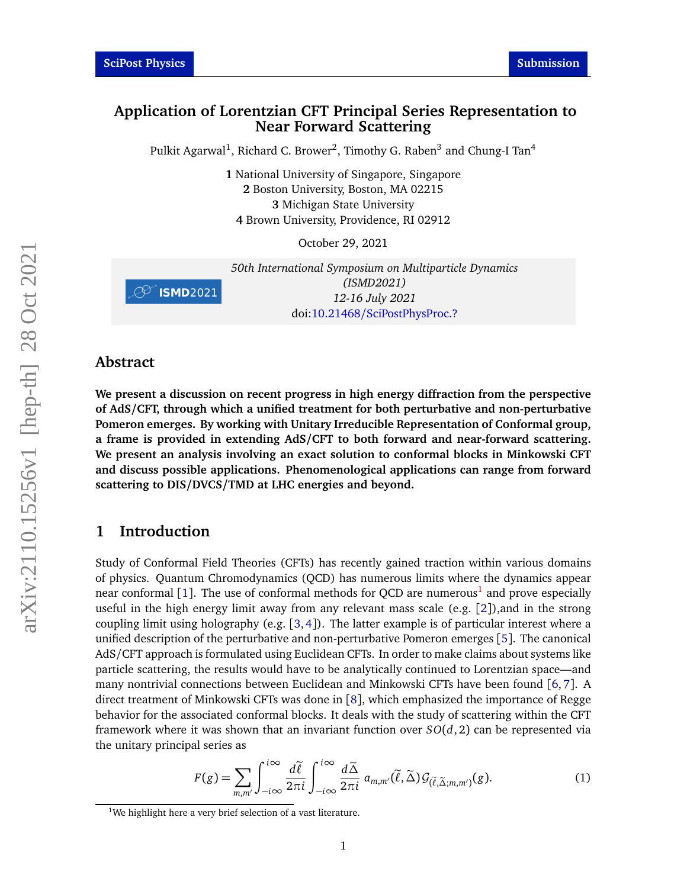# Application of Lorentzian CFT Principal Series Representation to Near Forward Scattering

Pulkit Agarwal[1], Richard C. Brower[2], Timothy G. Raben[3] and Chung-I Tan[4]

**1** National University of Singapore, Singapore
**2** Boston University, Boston, MA 02215
**3** Michigan State University
**4** Brown University, Providence, RI 02912

October 29, 2021

*50th International Symposium on Multiparticle Dynamics (ISMD2021)*
*12-16 July 2021*
doi:10.21468/SciPostPhysProc.?

## Abstract

**We present a discussion on recent progress in high energy diffraction from the perspective of AdS/CFT, through which a unified treatment for both perturbative and non-perturbative Pomeron emerges. By working with Unitary Irreducible Representation of Conformal group, a frame is provided in extending AdS/CFT to both forward and near-forward scattering. We present an analysis involving an exact solution to conformal blocks in Minkowski CFT and discuss possible applications. Phenomenological applications can range from forward scattering to DIS/DVCS/TMD at LHC energies and beyond.**

## 1 Introduction

Study of Conformal Field Theories (CFTs) has recently gained traction within various domains of physics. Quantum Chromodynamics (QCD) has numerous limits where the dynamics appear near conformal [1]. The use of conformal methods for QCD are numerous[1] and prove especially useful in the high energy limit away from any relevant mass scale (e.g. [2]),and in the strong coupling limit using holography (e.g. [3,4]). The latter example is of particular interest where a unified description of the perturbative and non-perturbative Pomeron emerges [5]. The canonical AdS/CFT approach is formulated using Euclidean CFTs. In order to make claims about systems like particle scattering, the results would have to be analytically continued to Lorentzian space—and many nontrivial connections between Euclidean and Minkowski CFTs have been found [6,7]. A direct treatment of Minkowski CFTs was done in [8], which emphasized the importance of Regge behavior for the associated conformal blocks. It deals with the study of scattering within the CFT framework where it was shown that an invariant function over $SO(d,2)$ can be represented via the unitary principal series as

$$F(g) = \sum_{m,m'} \int_{-i\infty}^{i\infty} \frac{d\widetilde{\ell}}{2\pi i} \int_{-i\infty}^{i\infty} \frac{d\widetilde{\Delta}}{2\pi i} \, a_{m,m'}(\widetilde{\ell},\widetilde{\Delta}) \mathcal{G}_{(\widetilde{\ell},\widetilde{\Delta};m,m')}(g). \tag{1}$$

[1] We highlight here a very brief selection of a vast literature.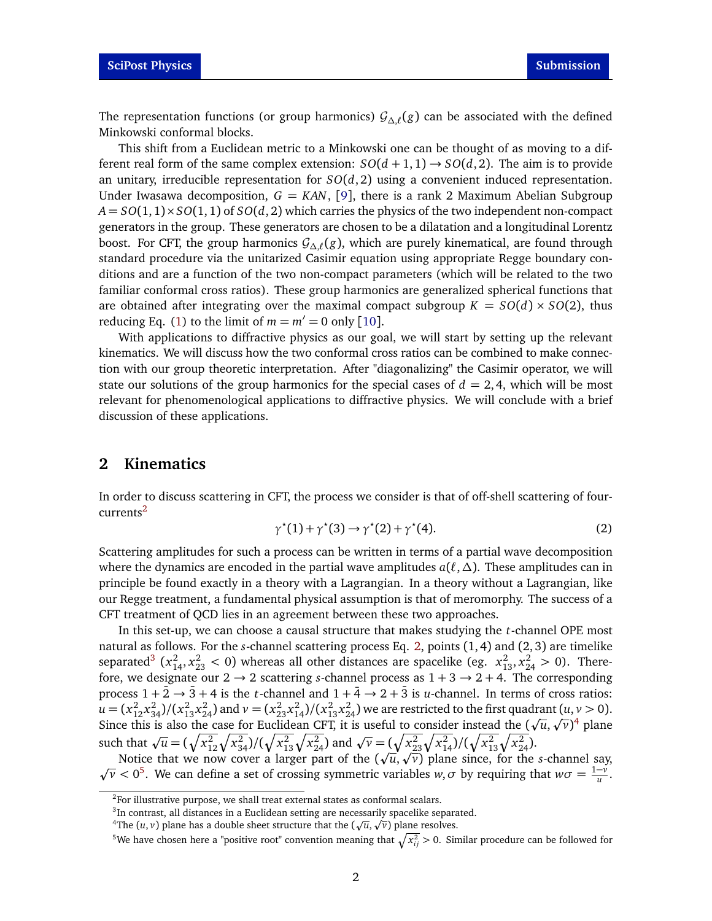The representation functions (or group harmonics) $\mathcal{G}_{\Delta,\ell}(g)$ can be associated with the defined Minkowski conformal blocks.

This shift from a Euclidean metric to a Minkowski one can be thought of as moving to a different real form of the same complex extension: $SO(d+1,1) \to SO(d,2)$. The aim is to provide an unitary, irreducible representation for $SO(d,2)$ using a convenient induced representation. Under Iwasawa decomposition, $G = KAN$, [9], there is a rank 2 Maximum Abelian Subgroup $A = SO(1,1) \times SO(1,1)$ of $SO(d,2)$ which carries the physics of the two independent non-compact generators in the group. These generators are chosen to be a dilatation and a longitudinal Lorentz boost. For CFT, the group harmonics $\mathcal{G}_{\Delta,\ell}(g)$, which are purely kinematical, are found through standard procedure via the unitarized Casimir equation using appropriate Regge boundary conditions and are a function of the two non-compact parameters (which will be related to the two familiar conformal cross ratios). These group harmonics are generalized spherical functions that are obtained after integrating over the maximal compact subgroup $K = SO(d) \times SO(2)$, thus reducing Eq. (1) to the limit of $m = m' = 0$ only [10].

With applications to diffractive physics as our goal, we will start by setting up the relevant kinematics. We will discuss how the two conformal cross ratios can be combined to make connection with our group theoretic interpretation. After "diagonalizing" the Casimir operator, we will state our solutions of the group harmonics for the special cases of $d = 2, 4$, which will be most relevant for phenomenological applications to diffractive physics. We will conclude with a brief discussion of these applications.

## 2 Kinematics

In order to discuss scattering in CFT, the process we consider is that of off-shell scattering of four-currents[2]

$$\gamma^\star(1) + \gamma^\star(3) \to \gamma^\star(2) + \gamma^\star(4). \tag{2}$$

Scattering amplitudes for such a process can be written in terms of a partial wave decomposition where the dynamics are encoded in the partial wave amplitudes $a(\ell, \Delta)$. These amplitudes can in principle be found exactly in a theory with a Lagrangian. In a theory without a Lagrangian, like our Regge treatment, a fundamental physical assumption is that of meromorphy. The success of a CFT treatment of QCD lies in an agreement between these two approaches.

In this set-up, we can choose a causal structure that makes studying the $t$-channel OPE most natural as follows. For the $s$-channel scattering process Eq. 2, points $(1,4)$ and $(2,3)$ are timelike separated[3] ($x_{14}^2, x_{23}^2 < 0$) whereas all other distances are spacelike (eg. $x_{13}^2, x_{24}^2 > 0$). Therefore, we designate our $2 \to 2$ scattering $s$-channel process as $1 + 3 \to 2 + 4$. The corresponding process $1 + \bar{2} \to \bar{3} + 4$ is the $t$-channel and $1 + \bar{4} \to 2 + \bar{3}$ is $u$-channel. In terms of cross ratios: $u = (x_{12}^2 x_{34}^2)/(x_{13}^2 x_{24}^2)$ and $v = (x_{23}^2 x_{14}^2)/(x_{13}^2 x_{24}^2)$ we are restricted to the first quadrant $(u, v > 0)$. Since this is also the case for Euclidean CFT, it is useful to consider instead the $(\sqrt{u}, \sqrt{v})$[4] plane such that $\sqrt{u} = (\sqrt{x_{12}^2}\sqrt{x_{34}^2})/(\sqrt{x_{13}^2}\sqrt{x_{24}^2})$ and $\sqrt{v} = (\sqrt{x_{23}^2}\sqrt{x_{14}^2})/(\sqrt{x_{13}^2}\sqrt{x_{24}^2})$.

Notice that we now cover a larger part of the $(\sqrt{u}, \sqrt{v})$ plane since, for the $s$-channel say, $\sqrt{v} < 0$[5]. We can define a set of crossing symmetric variables $w, \sigma$ by requiring that $w\sigma = \frac{1-v}{u}$.

---

[2] For illustrative purpose, we shall treat external states as conformal scalars.

[3] In contrast, all distances in a Euclidean setting are necessarily spacelike separated.

[4] The $(u, v)$ plane has a double sheet structure that the $(\sqrt{u}, \sqrt{v})$ plane resolves.

[5] We have chosen here a "positive root" convention meaning that $\sqrt{x_{ij}^2} > 0$. Similar procedure can be followed for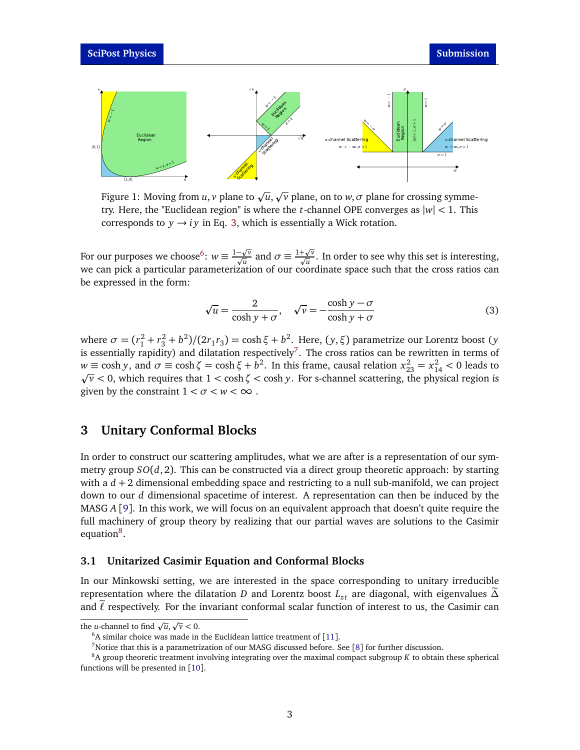Figure 1: Moving from $u, v$ plane to $\sqrt{u}, \sqrt{v}$ plane, on to $w, \sigma$ plane for crossing symmetry. Here, the "Euclidean region" is where the $t$-channel OPE converges as $|w| < 1$. This corresponds to $y \to iy$ in Eq. 3, which is essentially a Wick rotation.

For our purposes we choose[6]: $w \equiv \frac{1-\sqrt{v}}{\sqrt{u}}$ and $\sigma \equiv \frac{1+\sqrt{v}}{\sqrt{u}}$. In order to see why this set is interesting, we can pick a particular parameterization of our coordinate space such that the cross ratios can be expressed in the form:

$$\sqrt{u} = \frac{2}{\cosh y + \sigma}, \quad \sqrt{v} = -\frac{\cosh y - \sigma}{\cosh y + \sigma} \tag{3}$$

where $\sigma = (r_1^2 + r_3^2 + b^2)/(2r_1 r_3) = \cosh \xi + b^2$. Here, $(y, \xi)$ parametrize our Lorentz boost ($y$ is essentially rapidity) and dilatation respectively[7]. The cross ratios can be rewritten in terms of $w \equiv \cosh y$, and $\sigma \equiv \cosh \zeta = \cosh \xi + b^2$. In this frame, causal relation $x_{23}^2 = x_{14}^2 < 0$ leads to $\sqrt{v} < 0$, which requires that $1 < \cosh \zeta < \cosh y$. For s-channel scattering, the physical region is given by the constraint $1 < \sigma < w < \infty$ .

## 3 Unitary Conformal Blocks

In order to construct our scattering amplitudes, what we are after is a representation of our symmetry group $SO(d, 2)$. This can be constructed via a direct group theoretic approach: by starting with a $d + 2$ dimensional embedding space and restricting to a null sub-manifold, we can project down to our $d$ dimensional spacetime of interest. A representation can then be induced by the MASG $A$ [9]. In this work, we will focus on an equivalent approach that doesn't quite require the full machinery of group theory by realizing that our partial waves are solutions to the Casimir equation[8].

### 3.1 Unitarized Casimir Equation and Conformal Blocks

In our Minkowski setting, we are interested in the space corresponding to unitary irreducible representation where the dilatation $D$ and Lorentz boost $L_{zt}$ are diagonal, with eigenvalues $\tilde{\Delta}$ and $\tilde{\ell}$ respectively. For the invariant conformal scalar function of interest to us, the Casimir can

the $u$-channel to find $\sqrt{u}, \sqrt{v} < 0$.

[6] A similar choice was made in the Euclidean lattice treatment of [11].

[7] Notice that this is a parametrization of our MASG discussed before. See [8] for further discussion.

[8] A group theoretic treatment involving integrating over the maximal compact subgroup $K$ to obtain these spherical functions will be presented in [10].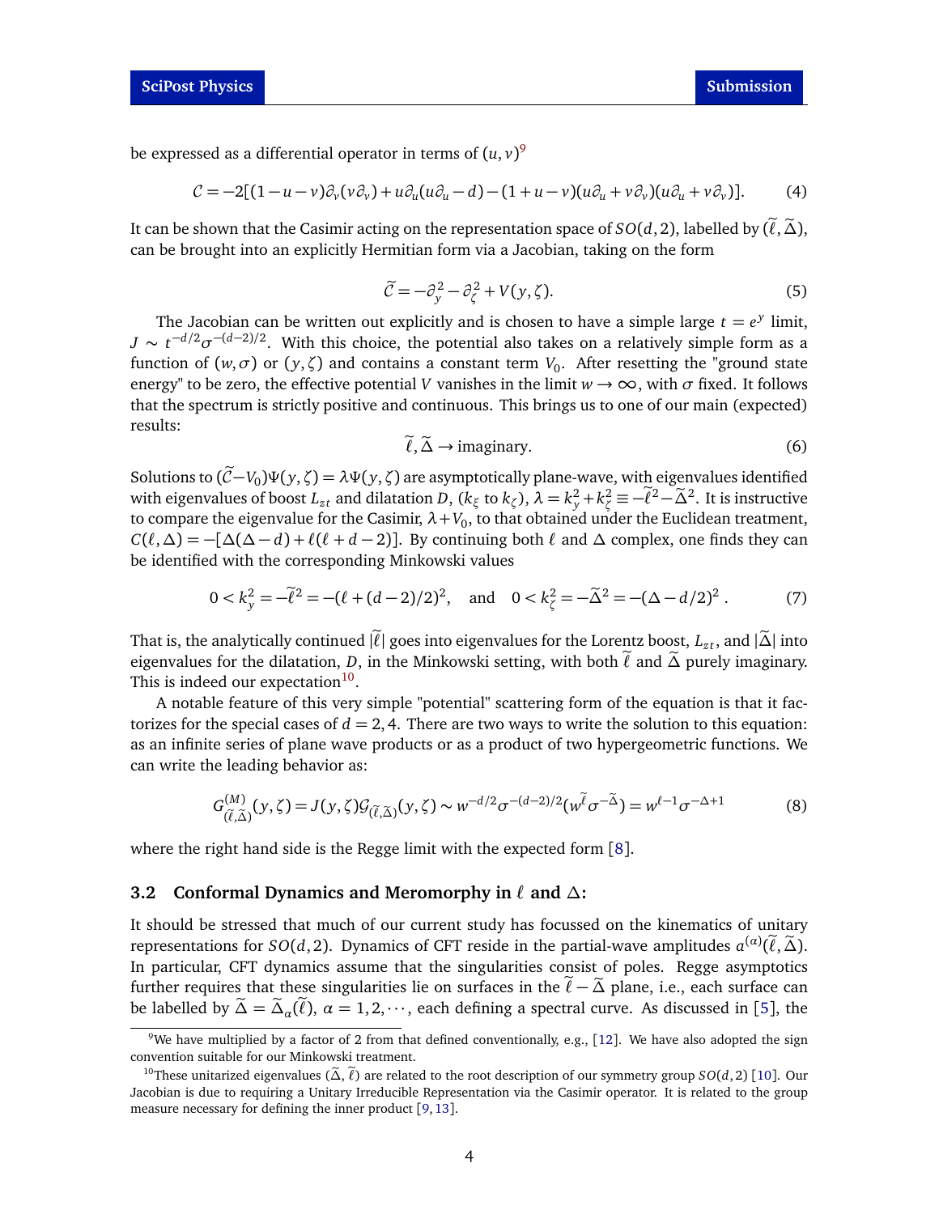be expressed as a differential operator in terms of $(u, v)$[9]

$$\mathcal{C} = -2[(1-u-v)\partial_v(v\partial_v) + u\partial_u(u\partial_u - d) - (1+u-v)(u\partial_u + v\partial_v)(u\partial_u + v\partial_v)]. \tag{4}$$

It can be shown that the Casimir acting on the representation space of $SO(d,2)$, labelled by $(\tilde{\ell}, \tilde{\Delta})$, can be brought into an explicitly Hermitian form via a Jacobian, taking on the form

$$\tilde{\mathcal{C}} = -\partial_y^2 - \partial_\zeta^2 + V(y,\zeta). \tag{5}$$

The Jacobian can be written out explicitly and is chosen to have a simple large $t = e^y$ limit, $J \sim t^{-d/2}\sigma^{-(d-2)/2}$. With this choice, the potential also takes on a relatively simple form as a function of $(w,\sigma)$ or $(y,\zeta)$ and contains a constant term $V_0$. After resetting the "ground state energy" to be zero, the effective potential $V$ vanishes in the limit $w \to \infty$, with $\sigma$ fixed. It follows that the spectrum is strictly positive and continuous. This brings us to one of our main (expected) results:

$$\tilde{\ell}, \tilde{\Delta} \to \text{imaginary}. \tag{6}$$

Solutions to $(\tilde{\mathcal{C}} - V_0)\Psi(y,\zeta) = \lambda\Psi(y,\zeta)$ are asymptotically plane-wave, with eigenvalues identified with eigenvalues of boost $L_{zt}$ and dilatation $D$, ($k_\xi$ to $k_\zeta$), $\lambda = k_y^2 + k_\zeta^2 \equiv -\tilde{\ell}^2 - \tilde{\Delta}^2$. It is instructive to compare the eigenvalue for the Casimir, $\lambda + V_0$, to that obtained under the Euclidean treatment, $C(\ell,\Delta) = -[\Delta(\Delta - d) + \ell(\ell + d - 2)]$. By continuing both $\ell$ and $\Delta$ complex, one finds they can be identified with the corresponding Minkowski values

$$0 < k_y^2 = -\tilde{\ell}^2 = -(\ell + (d-2)/2)^2, \quad \text{and} \quad 0 < k_\zeta^2 = -\tilde{\Delta}^2 = -(\Delta - d/2)^2\,. \tag{7}$$

That is, the analytically continued $|\tilde{\ell}|$ goes into eigenvalues for the Lorentz boost, $L_{zt}$, and $|\tilde{\Delta}|$ into eigenvalues for the dilatation, $D$, in the Minkowski setting, with both $\tilde{\ell}$ and $\tilde{\Delta}$ purely imaginary. This is indeed our expectation[10].

A notable feature of this very simple "potential" scattering form of the equation is that it factorizes for the special cases of $d = 2, 4$. There are two ways to write the solution to this equation: as an infinite series of plane wave products or as a product of two hypergeometric functions. We can write the leading behavior as:

$$G^{(M)}_{(\tilde{\ell},\tilde{\Delta})}(y,\zeta) = J(y,\zeta)\mathcal{G}_{(\tilde{\ell},\tilde{\Delta})}(y,\zeta) \sim w^{-d/2}\sigma^{-(d-2)/2}(w^{\tilde{\ell}}\sigma^{-\tilde{\Delta}}) = w^{\ell-1}\sigma^{-\Delta+1} \tag{8}$$

where the right hand side is the Regge limit with the expected form [8].

### 3.2 Conformal Dynamics and Meromorphy in $\ell$ and $\Delta$:

It should be stressed that much of our current study has focussed on the kinematics of unitary representations for $SO(d,2)$. Dynamics of CFT reside in the partial-wave amplitudes $a^{(\alpha)}(\tilde{\ell}, \tilde{\Delta})$. In particular, CFT dynamics assume that the singularities consist of poles. Regge asymptotics further requires that these singularities lie on surfaces in the $\tilde{\ell} - \tilde{\Delta}$ plane, i.e., each surface can be labelled by $\tilde{\Delta} = \tilde{\Delta}_\alpha(\tilde{\ell})$, $\alpha = 1, 2, \cdots$, each defining a spectral curve. As discussed in [5], the

[9] We have multiplied by a factor of 2 from that defined conventionally, e.g., [12]. We have also adopted the sign convention suitable for our Minkowski treatment.

[10] These unitarized eigenvalues $(\tilde{\Delta}, \tilde{\ell})$ are related to the root description of our symmetry group $SO(d,2)$ [10]. Our Jacobian is due to requiring a Unitary Irreducible Representation via the Casimir operator. It is related to the group measure necessary for defining the inner product [9, 13].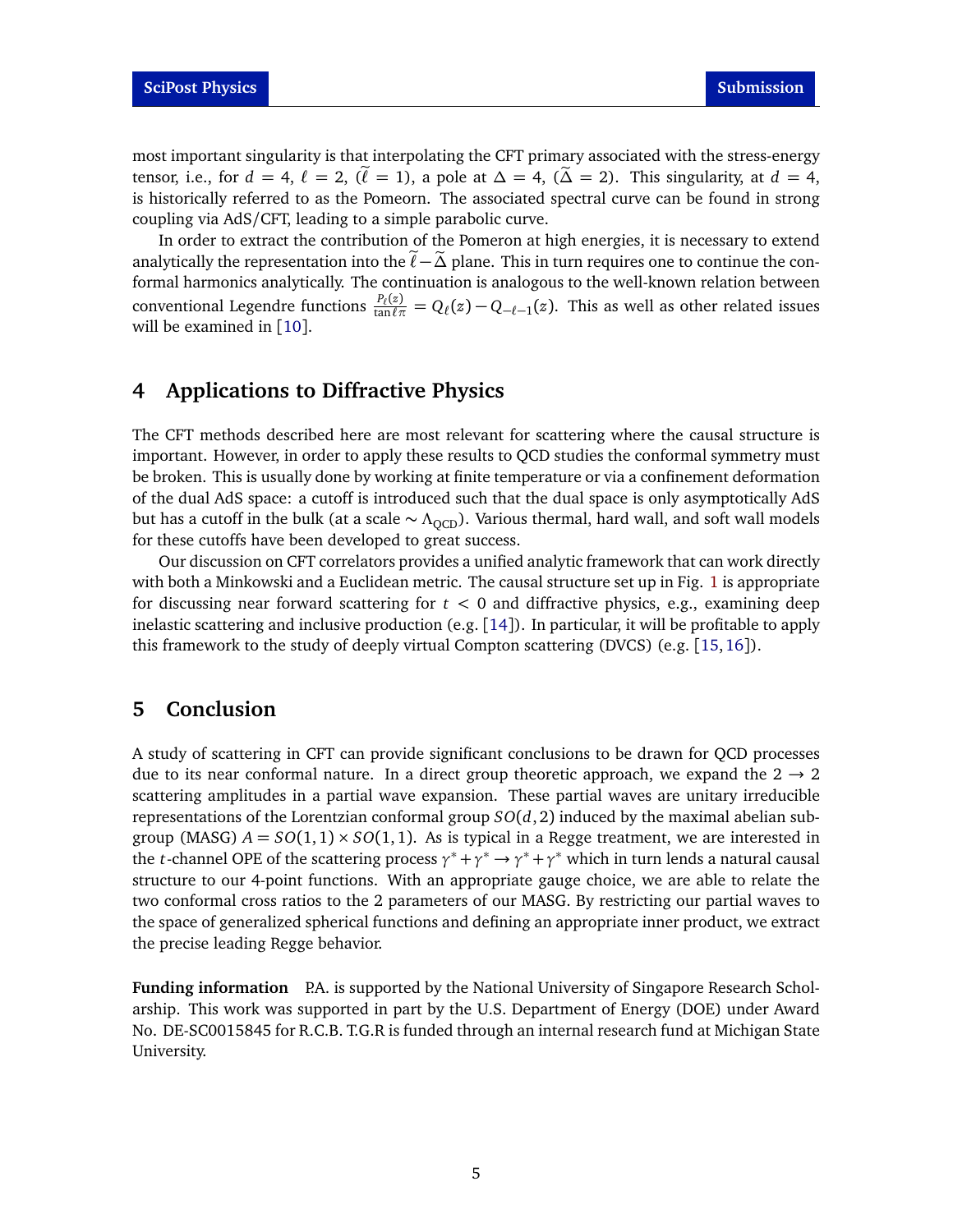most important singularity is that interpolating the CFT primary associated with the stress-energy tensor, i.e., for $d = 4$, $\ell = 2$, ($\widetilde{\ell} = 1$), a pole at $\Delta = 4$, ($\widetilde{\Delta} = 2$). This singularity, at $d = 4$, is historically referred to as the Pomeorn. The associated spectral curve can be found in strong coupling via AdS/CFT, leading to a simple parabolic curve.

In order to extract the contribution of the Pomeron at high energies, it is necessary to extend analytically the representation into the $\widetilde{\ell} - \widetilde{\Delta}$ plane. This in turn requires one to continue the conformal harmonics analytically. The continuation is analogous to the well-known relation between conventional Legendre functions $\frac{P_\ell(z)}{\tan \ell \pi} = Q_\ell(z) - Q_{-\ell-1}(z)$. This as well as other related issues will be examined in [10].

## 4 Applications to Diffractive Physics

The CFT methods described here are most relevant for scattering where the causal structure is important. However, in order to apply these results to QCD studies the conformal symmetry must be broken. This is usually done by working at finite temperature or via a confinement deformation of the dual AdS space: a cutoff is introduced such that the dual space is only asymptotically AdS but has a cutoff in the bulk (at a scale $\sim \Lambda_{\rm QCD}$). Various thermal, hard wall, and soft wall models for these cutoffs have been developed to great success.

Our discussion on CFT correlators provides a unified analytic framework that can work directly with both a Minkowski and a Euclidean metric. The causal structure set up in Fig. 1 is appropriate for discussing near forward scattering for $t < 0$ and diffractive physics, e.g., examining deep inelastic scattering and inclusive production (e.g. [14]). In particular, it will be profitable to apply this framework to the study of deeply virtual Compton scattering (DVCS) (e.g. [15, 16]).

## 5 Conclusion

A study of scattering in CFT can provide significant conclusions to be drawn for QCD processes due to its near conformal nature. In a direct group theoretic approach, we expand the $2 \to 2$ scattering amplitudes in a partial wave expansion. These partial waves are unitary irreducible representations of the Lorentzian conformal group $SO(d, 2)$ induced by the maximal abelian subgroup (MASG) $A = SO(1, 1) \times SO(1, 1)$. As is typical in a Regge treatment, we are interested in the $t$-channel OPE of the scattering process $\gamma^* + \gamma^* \to \gamma^* + \gamma^*$ which in turn lends a natural causal structure to our 4-point functions. With an appropriate gauge choice, we are able to relate the two conformal cross ratios to the 2 parameters of our MASG. By restricting our partial waves to the space of generalized spherical functions and defining an appropriate inner product, we extract the precise leading Regge behavior.

**Funding information** P.A. is supported by the National University of Singapore Research Scholarship. This work was supported in part by the U.S. Department of Energy (DOE) under Award No. DE-SC0015845 for R.C.B. T.G.R is funded through an internal research fund at Michigan State University.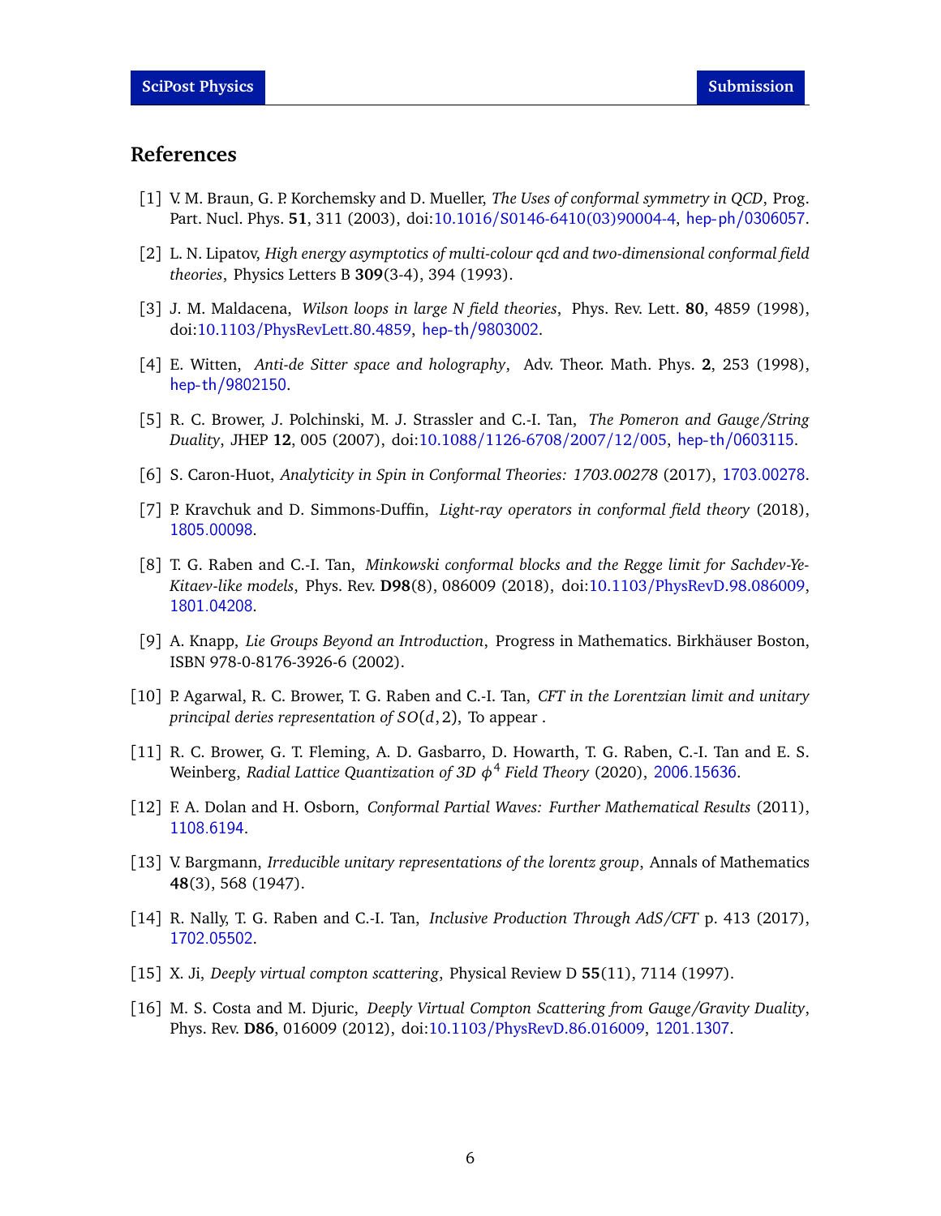## References

[1] V. M. Braun, G. P. Korchemsky and D. Mueller, *The Uses of conformal symmetry in QCD*, Prog. Part. Nucl. Phys. **51**, 311 (2003), doi:10.1016/S0146-6410(03)90004-4, hep-ph/0306057.

[2] L. N. Lipatov, *High energy asymptotics of multi-colour qcd and two-dimensional conformal field theories*, Physics Letters B **309**(3-4), 394 (1993).

[3] J. M. Maldacena, *Wilson loops in large N field theories*, Phys. Rev. Lett. **80**, 4859 (1998), doi:10.1103/PhysRevLett.80.4859, hep-th/9803002.

[4] E. Witten, *Anti-de Sitter space and holography*, Adv. Theor. Math. Phys. **2**, 253 (1998), hep-th/9802150.

[5] R. C. Brower, J. Polchinski, M. J. Strassler and C.-I. Tan, *The Pomeron and Gauge/String Duality*, JHEP **12**, 005 (2007), doi:10.1088/1126-6708/2007/12/005, hep-th/0603115.

[6] S. Caron-Huot, *Analyticity in Spin in Conformal Theories: 1703.00278* (2017), 1703.00278.

[7] P. Kravchuk and D. Simmons-Duffin, *Light-ray operators in conformal field theory* (2018), 1805.00098.

[8] T. G. Raben and C.-I. Tan, *Minkowski conformal blocks and the Regge limit for Sachdev-Ye-Kitaev-like models*, Phys. Rev. **D98**(8), 086009 (2018), doi:10.1103/PhysRevD.98.086009, 1801.04208.

[9] A. Knapp, *Lie Groups Beyond an Introduction*, Progress in Mathematics. Birkhäuser Boston, ISBN 978-0-8176-3926-6 (2002).

[10] P. Agarwal, R. C. Brower, T. G. Raben and C.-I. Tan, *CFT in the Lorentzian limit and unitary principal deries representation of $SO(d,2)$*, To appear .

[11] R. C. Brower, G. T. Fleming, A. D. Gasbarro, D. Howarth, T. G. Raben, C.-I. Tan and E. S. Weinberg, *Radial Lattice Quantization of 3D $\phi^4$ Field Theory* (2020), 2006.15636.

[12] F. A. Dolan and H. Osborn, *Conformal Partial Waves: Further Mathematical Results* (2011), 1108.6194.

[13] V. Bargmann, *Irreducible unitary representations of the lorentz group*, Annals of Mathematics **48**(3), 568 (1947).

[14] R. Nally, T. G. Raben and C.-I. Tan, *Inclusive Production Through AdS/CFT* p. 413 (2017), 1702.05502.

[15] X. Ji, *Deeply virtual compton scattering*, Physical Review D **55**(11), 7114 (1997).

[16] M. S. Costa and M. Djuric, *Deeply Virtual Compton Scattering from Gauge/Gravity Duality*, Phys. Rev. **D86**, 016009 (2012), doi:10.1103/PhysRevD.86.016009, 1201.1307.